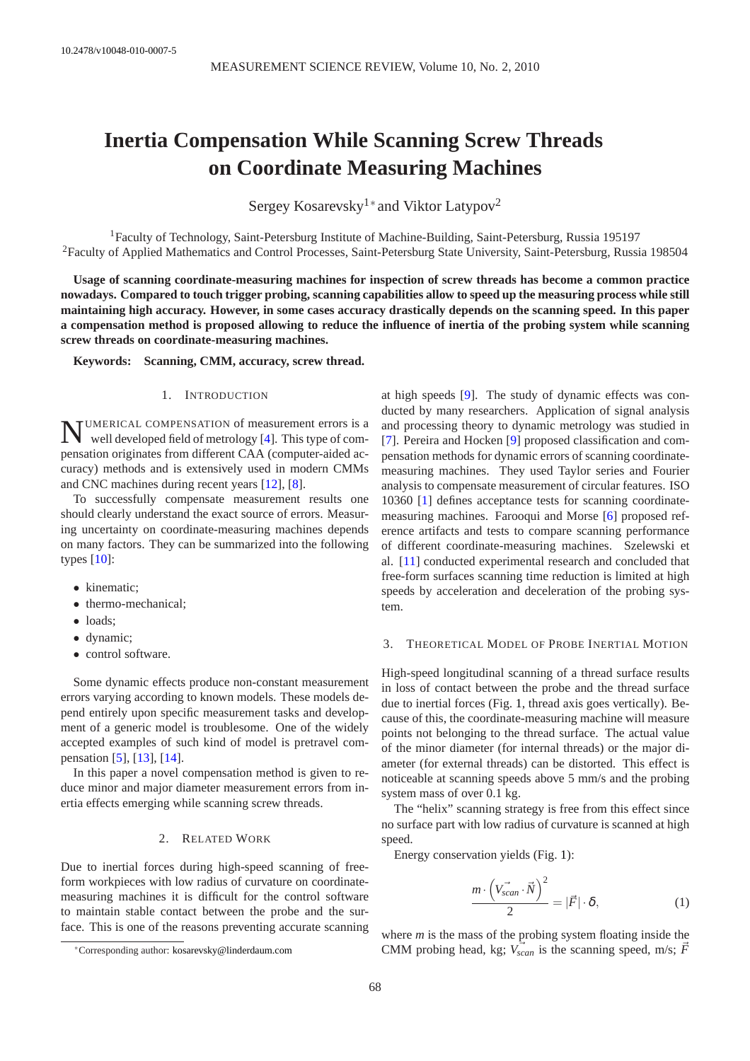10.2478/v10048-010-0007-5

# Inertia Compensation While Scanning Screw Threads on Coordinate Measuring Machines

Sergey Kosarevsky[1*] and Viktor Latypov[2]

[1]Faculty of Technology, Saint-Petersburg Institute of Machine-Building, Saint-Petersburg, Russia 195197
[2]Faculty of Applied Mathematics and Control Processes, Saint-Petersburg State University, Saint-Petersburg, Russia 198504

**Usage of scanning coordinate-measuring machines for inspection of screw threads has become a common practice nowadays. Compared to touch trigger probing, scanning capabilities allow to speed up the measuring process while still maintaining high accuracy. However, in some cases accuracy drastically depends on the scanning speed. In this paper a compensation method is proposed allowing to reduce the influence of inertia of the probing system while scanning screw threads on coordinate-measuring machines.**

**Keywords: Scanning, CMM, accuracy, screw thread.**

## 1. Introduction

Numerical compensation of measurement errors is a well developed field of metrology [4]. This type of compensation originates from different CAA (computer-aided accuracy) methods and is extensively used in modern CMMs and CNC machines during recent years [12], [8].

To successfully compensate measurement results one should clearly understand the exact source of errors. Measuring uncertainty on coordinate-measuring machines depends on many factors. They can be summarized into the following types [10]:

- kinematic;
- thermo-mechanical;
- loads;
- dynamic;
- control software.

Some dynamic effects produce non-constant measurement errors varying according to known models. These models depend entirely upon specific measurement tasks and development of a generic model is troublesome. One of the widely accepted examples of such kind of model is pretravel compensation [5], [13], [14].

In this paper a novel compensation method is given to reduce minor and major diameter measurement errors from inertia effects emerging while scanning screw threads.

## 2. Related Work

Due to inertial forces during high-speed scanning of free-form workpieces with low radius of curvature on coordinate-measuring machines it is difficult for the control software to maintain stable contact between the probe and the surface. This is one of the reasons preventing accurate scanning at high speeds [9]. The study of dynamic effects was conducted by many researchers. Application of signal analysis and processing theory to dynamic metrology was studied in [7]. Pereira and Hocken [9] proposed classification and compensation methods for dynamic errors of scanning coordinate-measuring machines. They used Taylor series and Fourier analysis to compensate measurement of circular features. ISO 10360 [1] defines acceptance tests for scanning coordinate-measuring machines. Farooqui and Morse [6] proposed reference artifacts and tests to compare scanning performance of different coordinate-measuring machines. Szelewski et al. [11] conducted experimental research and concluded that free-form surfaces scanning time reduction is limited at high speeds by acceleration and deceleration of the probing system.

## 3. Theoretical Model of Probe Inertial Motion

High-speed longitudinal scanning of a thread surface results in loss of contact between the probe and the thread surface due to inertial forces (Fig. 1, thread axis goes vertically). Because of this, the coordinate-measuring machine will measure points not belonging to the thread surface. The actual value of the minor diameter (for internal threads) or the major diameter (for external threads) can be distorted. This effect is noticeable at scanning speeds above 5 mm/s and the probing system mass of over 0.1 kg.

The "helix" scanning strategy is free from this effect since no surface part with low radius of curvature is scanned at high speed.

Energy conservation yields (Fig. 1):

$$\frac{m \cdot \left(\vec{V_{scan}} \cdot \vec{N}\right)^2}{2} = |\vec{F}| \cdot \delta, \tag{1}$$

where $m$ is the mass of the probing system floating inside the CMM probing head, kg; $\vec{V_{scan}}$ is the scanning speed, m/s; $\vec{F}$

[*]Corresponding author: kosarevsky@linderdaum.com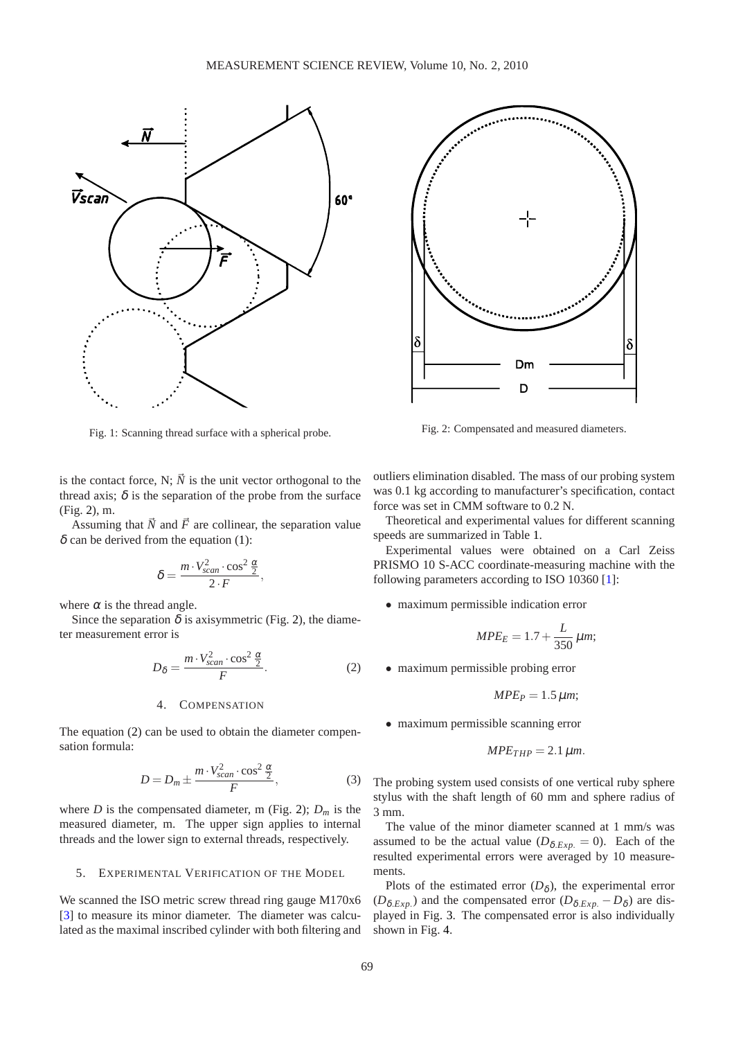Fig. 1: Scanning thread surface with a spherical probe.

Fig. 2: Compensated and measured diameters.

is the contact force, N; $\vec{N}$ is the unit vector orthogonal to the thread axis; $\delta$ is the separation of the probe from the surface (Fig. 2), m.

Assuming that $\vec{N}$ and $\vec{F}$ are collinear, the separation value $\delta$ can be derived from the equation (1):

$$\delta = \frac{m \cdot V_{scan}^2 \cdot \cos^2 \frac{\alpha}{2}}{2 \cdot F},$$

where $\alpha$ is the thread angle.

Since the separation $\delta$ is axisymmetric (Fig. 2), the diameter measurement error is

$$D_\delta = \frac{m \cdot V_{scan}^2 \cdot \cos^2 \frac{\alpha}{2}}{F}. \tag{2}$$

## 4. Compensation

The equation (2) can be used to obtain the diameter compensation formula:

$$D = D_m \pm \frac{m \cdot V_{scan}^2 \cdot \cos^2 \frac{\alpha}{2}}{F}, \tag{3}$$

where $D$ is the compensated diameter, m (Fig. 2); $D_m$ is the measured diameter, m. The upper sign applies to internal threads and the lower sign to external threads, respectively.

## 5. Experimental Verification of the Model

We scanned the ISO metric screw thread ring gauge M170x6 [3] to measure its minor diameter. The diameter was calculated as the maximal inscribed cylinder with both filtering and outliers elimination disabled. The mass of our probing system was 0.1 kg according to manufacturer's specification, contact force was set in CMM software to 0.2 N.

Theoretical and experimental values for different scanning speeds are summarized in Table 1.

Experimental values were obtained on a Carl Zeiss PRISMO 10 S-ACC coordinate-measuring machine with the following parameters according to ISO 10360 [1]:

- maximum permissible indication error

$$MPE_E = 1.7 + \frac{L}{350}\ \mu m;$$

- maximum permissible probing error

$$MPE_P = 1.5\ \mu m;$$

- maximum permissible scanning error

$$MPE_{THP} = 2.1\ \mu m.$$

The probing system used consists of one vertical ruby sphere stylus with the shaft length of 60 mm and sphere radius of 3 mm.

The value of the minor diameter scanned at 1 mm/s was assumed to be the actual value ($D_{\delta.Exp.} = 0$). Each of the resulted experimental errors were averaged by 10 measurements.

Plots of the estimated error ($D_\delta$), the experimental error ($D_{\delta.Exp.}$) and the compensated error ($D_{\delta.Exp.} - D_\delta$) are displayed in Fig. 3. The compensated error is also individually shown in Fig. 4.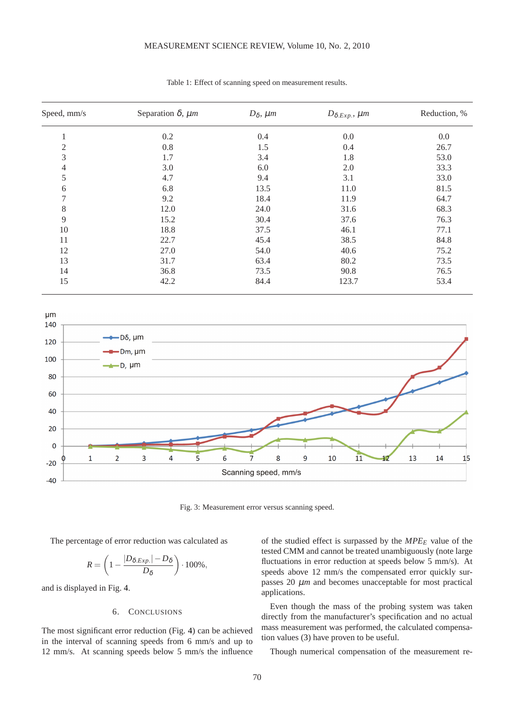Table 1: Effect of scanning speed on measurement results.

| Speed, mm/s | Separation $\delta$, $\mu m$ | $D_\delta$, $\mu m$ | $D_{\delta.Exp.}$, $\mu m$ | Reduction, % |
|---|---|---|---|---|
| 1 | 0.2 | 0.4 | 0.0 | 0.0 |
| 2 | 0.8 | 1.5 | 0.4 | 26.7 |
| 3 | 1.7 | 3.4 | 1.8 | 53.0 |
| 4 | 3.0 | 6.0 | 2.0 | 33.3 |
| 5 | 4.7 | 9.4 | 3.1 | 33.0 |
| 6 | 6.8 | 13.5 | 11.0 | 81.5 |
| 7 | 9.2 | 18.4 | 11.9 | 64.7 |
| 8 | 12.0 | 24.0 | 31.6 | 68.3 |
| 9 | 15.2 | 30.4 | 37.6 | 76.3 |
| 10 | 18.8 | 37.5 | 46.1 | 77.1 |
| 11 | 22.7 | 45.4 | 38.5 | 84.8 |
| 12 | 27.0 | 54.0 | 40.6 | 75.2 |
| 13 | 31.7 | 63.4 | 80.2 | 73.5 |
| 14 | 36.8 | 73.5 | 90.8 | 76.5 |
| 15 | 42.2 | 84.4 | 123.7 | 53.4 |

Fig. 3: Measurement error versus scanning speed.

The percentage of error reduction was calculated as

$$R = \left(1 - \frac{|D_{\delta.Exp.}| - D_\delta}{D_\delta}\right) \cdot 100\%,$$

and is displayed in Fig. 4.

## 6. Conclusions

The most significant error reduction (Fig. 4) can be achieved in the interval of scanning speeds from 6 mm/s and up to 12 mm/s. At scanning speeds below 5 mm/s the influence of the studied effect is surpassed by the $MPE_E$ value of the tested CMM and cannot be treated unambiguously (note large fluctuations in error reduction at speeds below 5 mm/s). At speeds above 12 mm/s the compensated error quickly surpasses 20 $\mu m$ and becomes unacceptable for most practical applications.

Even though the mass of the probing system was taken directly from the manufacturer's specification and no actual mass measurement was performed, the calculated compensation values (3) have proven to be useful.

Though numerical compensation of the measurement re-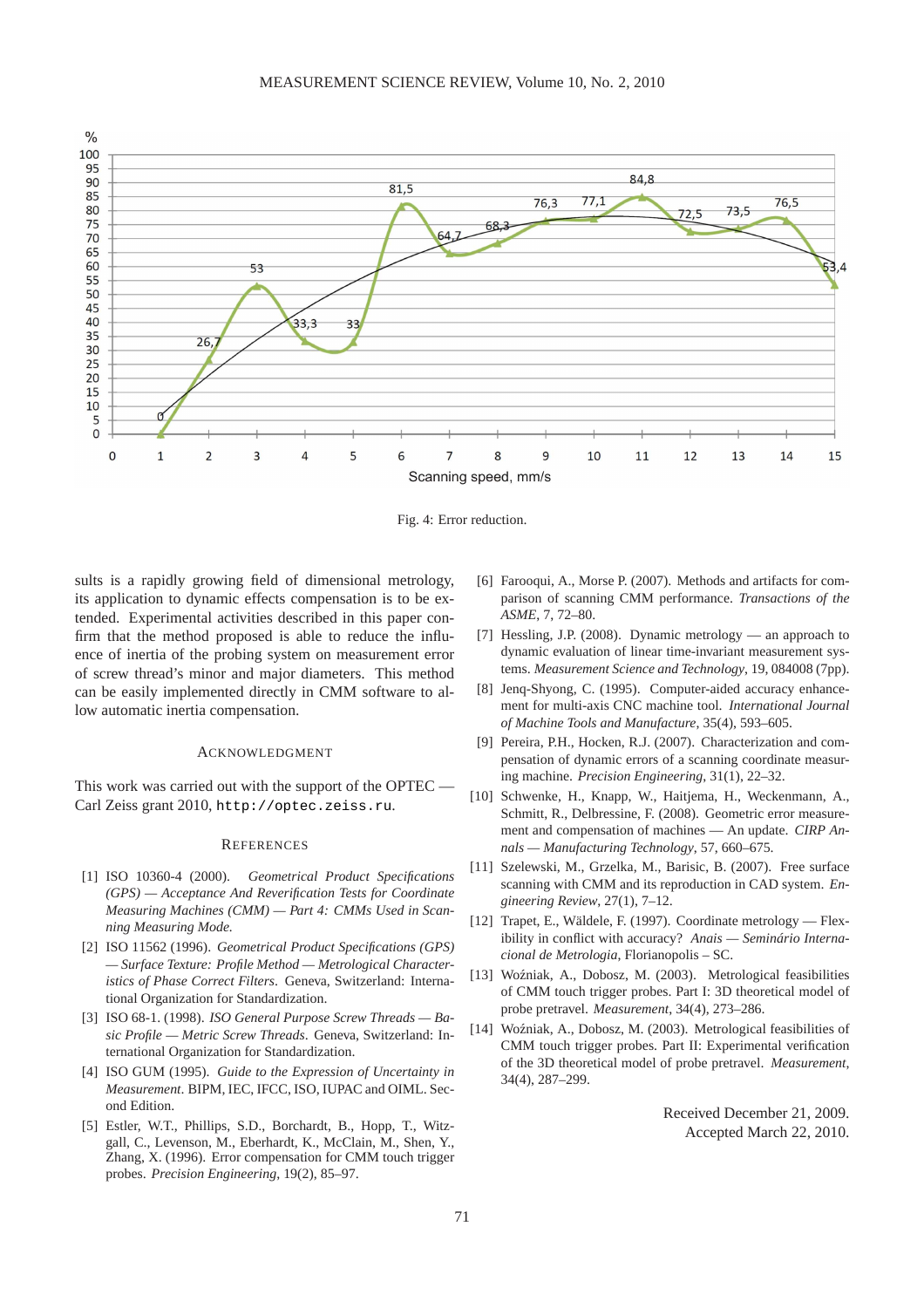%

100
95
90
85
80
75
70
65
60
55
50
45
40
35
30
25
20
15
10
5
0

0 1 2 3 4 5 6 7 8 9 10 11 12 13 14 15

Scanning speed, mm/s

0
26,7
53
33,3
33
81,5
64,7
68,3
76,3
77,1
84,8
72,5
73,5
76,5
53,4

Fig. 4: Error reduction.

sults is a rapidly growing field of dimensional metrology, its application to dynamic effects compensation is to be extended. Experimental activities described in this paper confirm that the method proposed is able to reduce the influence of inertia of the probing system on measurement error of screw thread's minor and major diameters. This method can be easily implemented directly in CMM software to allow automatic inertia compensation.

## Acknowledgment

This work was carried out with the support of the OPTEC — Carl Zeiss grant 2010, `http://optec.zeiss.ru`.

## References

[1] ISO 10360-4 (2000). *Geometrical Product Specifications (GPS) — Acceptance And Reverification Tests for Coordinate Measuring Machines (CMM) — Part 4: CMMs Used in Scanning Measuring Mode.*

[2] ISO 11562 (1996). *Geometrical Product Specifications (GPS) — Surface Texture: Profile Method — Metrological Characteristics of Phase Correct Filters*. Geneva, Switzerland: International Organization for Standardization.

[3] ISO 68-1. (1998). *ISO General Purpose Screw Threads — Basic Profile — Metric Screw Threads*. Geneva, Switzerland: International Organization for Standardization.

[4] ISO GUM (1995). *Guide to the Expression of Uncertainty in Measurement*. BIPM, IEC, IFCC, ISO, IUPAC and OIML. Second Edition.

[5] Estler, W.T., Phillips, S.D., Borchardt, B., Hopp, T., Witzgall, C., Levenson, M., Eberhardt, K., McClain, M., Shen, Y., Zhang, X. (1996). Error compensation for CMM touch trigger probes. *Precision Engineering*, 19(2), 85–97.

[6] Farooqui, A., Morse P. (2007). Methods and artifacts for comparison of scanning CMM performance. *Transactions of the ASME*, 7, 72–80.

[7] Hessling, J.P. (2008). Dynamic metrology — an approach to dynamic evaluation of linear time-invariant measurement systems. *Measurement Science and Technology*, 19, 084008 (7pp).

[8] Jenq-Shyong, C. (1995). Computer-aided accuracy enhancement for multi-axis CNC machine tool. *International Journal of Machine Tools and Manufacture*, 35(4), 593–605.

[9] Pereira, P.H., Hocken, R.J. (2007). Characterization and compensation of dynamic errors of a scanning coordinate measuring machine. *Precision Engineering*, 31(1), 22–32.

[10] Schwenke, H., Knapp, W., Haitjema, H., Weckenmann, A., Schmitt, R., Delbressine, F. (2008). Geometric error measurement and compensation of machines — An update. *CIRP Annals — Manufacturing Technology*, 57, 660–675.

[11] Szelewski, M., Grzelka, M., Barisic, B. (2007). Free surface scanning with CMM and its reproduction in CAD system. *Engineering Review*, 27(1), 7–12.

[12] Trapet, E., Wäldele, F. (1997). Coordinate metrology — Flexibility in conflict with accuracy? *Anais — Seminário Internacional de Metrologia*, Florianopolis – SC.

[13] Woźniak, A., Dobosz, M. (2003). Metrological feasibilities of CMM touch trigger probes. Part I: 3D theoretical model of probe pretravel. *Measurement*, 34(4), 273–286.

[14] Woźniak, A., Dobosz, M. (2003). Metrological feasibilities of CMM touch trigger probes. Part II: Experimental verification of the 3D theoretical model of probe pretravel. *Measurement*, 34(4), 287–299.

Received December 21, 2009.
Accepted March 22, 2010.